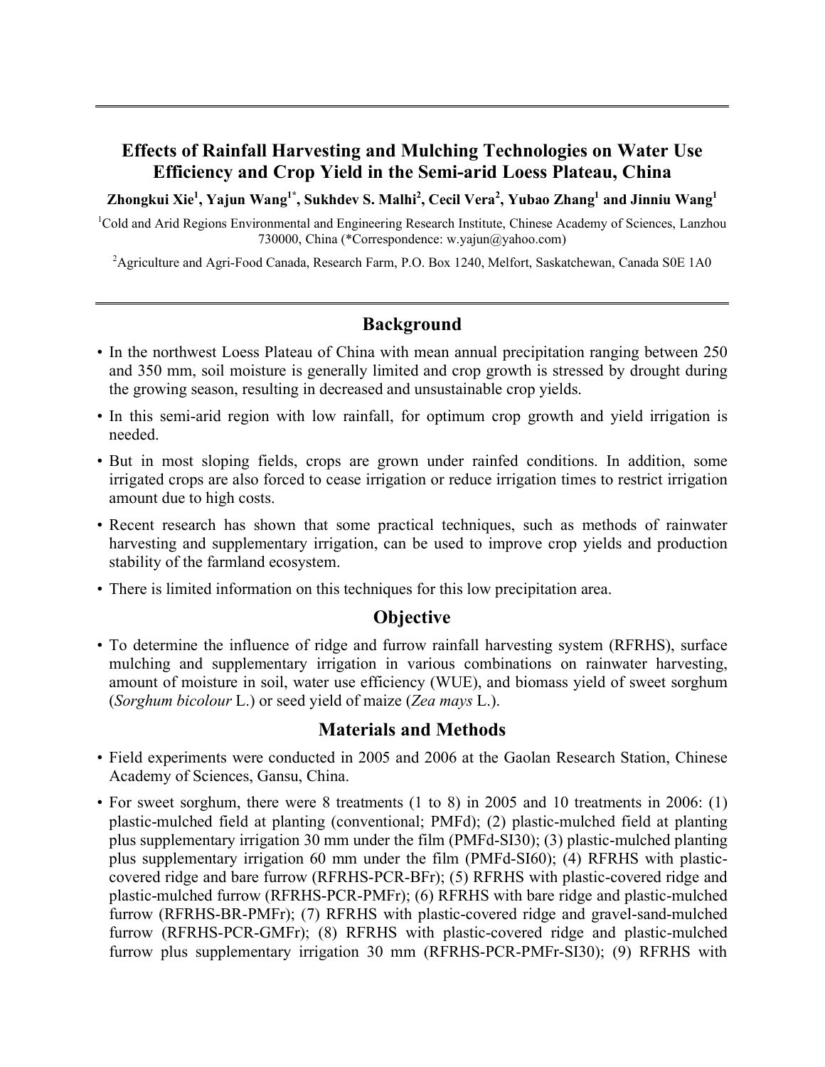# Effects of Rainfall Harvesting and Mulching Technologies on Water Use Efficiency and Crop Yield in the Semi-arid Loess Plateau, China

**Zhongkui Xie[1], Yajun Wang[1*], Sukhdev S. Malhi[2], Cecil Vera[2], Yubao Zhang[1] and Jinniu Wang[1]**

[1]Cold and Arid Regions Environmental and Engineering Research Institute, Chinese Academy of Sciences, Lanzhou 730000, China (*Correspondence: w.yajun@yahoo.com)

[2]Agriculture and Agri-Food Canada, Research Farm, P.O. Box 1240, Melfort, Saskatchewan, Canada S0E 1A0

## Background

- In the northwest Loess Plateau of China with mean annual precipitation ranging between 250 and 350 mm, soil moisture is generally limited and crop growth is stressed by drought during the growing season, resulting in decreased and unsustainable crop yields.
- In this semi-arid region with low rainfall, for optimum crop growth and yield irrigation is needed.
- But in most sloping fields, crops are grown under rainfed conditions. In addition, some irrigated crops are also forced to cease irrigation or reduce irrigation times to restrict irrigation amount due to high costs.
- Recent research has shown that some practical techniques, such as methods of rainwater harvesting and supplementary irrigation, can be used to improve crop yields and production stability of the farmland ecosystem.
- There is limited information on this techniques for this low precipitation area.

## Objective

- To determine the influence of ridge and furrow rainfall harvesting system (RFRHS), surface mulching and supplementary irrigation in various combinations on rainwater harvesting, amount of moisture in soil, water use efficiency (WUE), and biomass yield of sweet sorghum (*Sorghum bicolour* L.) or seed yield of maize (*Zea mays* L.).

## Materials and Methods

- Field experiments were conducted in 2005 and 2006 at the Gaolan Research Station, Chinese Academy of Sciences, Gansu, China.
- For sweet sorghum, there were 8 treatments (1 to 8) in 2005 and 10 treatments in 2006: (1) plastic-mulched field at planting (conventional; PMFd); (2) plastic-mulched field at planting plus supplementary irrigation 30 mm under the film (PMFd-SI30); (3) plastic-mulched planting plus supplementary irrigation 60 mm under the film (PMFd-SI60); (4) RFRHS with plastic-covered ridge and bare furrow (RFRHS-PCR-BFr); (5) RFRHS with plastic-covered ridge and plastic-mulched furrow (RFRHS-PCR-PMFr); (6) RFRHS with bare ridge and plastic-mulched furrow (RFRHS-BR-PMFr); (7) RFRHS with plastic-covered ridge and gravel-sand-mulched furrow (RFRHS-PCR-GMFr); (8) RFRHS with plastic-covered ridge and plastic-mulched furrow plus supplementary irrigation 30 mm (RFRHS-PCR-PMFr-SI30); (9) RFRHS with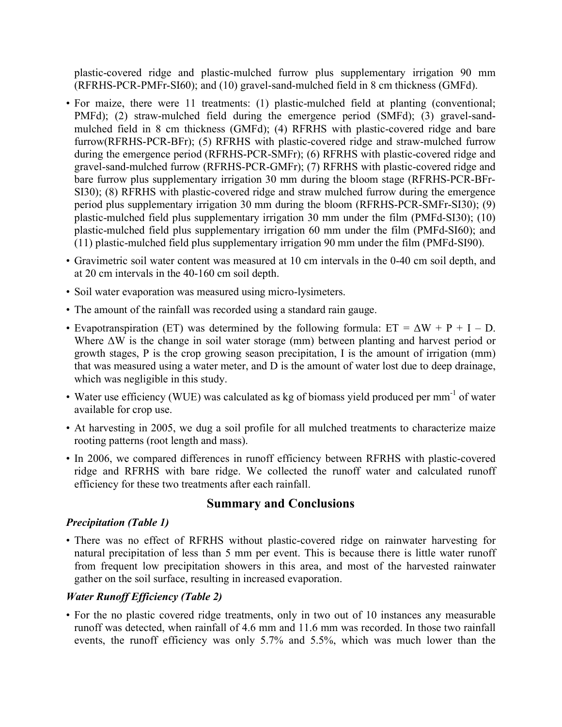plastic-covered ridge and plastic-mulched furrow plus supplementary irrigation 90 mm (RFRHS-PCR-PMFr-SI60); and (10) gravel-sand-mulched field in 8 cm thickness (GMFd).

- For maize, there were 11 treatments: (1) plastic-mulched field at planting (conventional; PMFd); (2) straw-mulched field during the emergence period (SMFd); (3) gravel-sand-mulched field in 8 cm thickness (GMFd); (4) RFRHS with plastic-covered ridge and bare furrow(RFRHS-PCR-BFr); (5) RFRHS with plastic-covered ridge and straw-mulched furrow during the emergence period (RFRHS-PCR-SMFr); (6) RFRHS with plastic-covered ridge and gravel-sand-mulched furrow (RFRHS-PCR-GMFr); (7) RFRHS with plastic-covered ridge and bare furrow plus supplementary irrigation 30 mm during the bloom stage (RFRHS-PCR-BFr-SI30); (8) RFRHS with plastic-covered ridge and straw mulched furrow during the emergence period plus supplementary irrigation 30 mm during the bloom (RFRHS-PCR-SMFr-SI30); (9) plastic-mulched field plus supplementary irrigation 30 mm under the film (PMFd-SI30); (10) plastic-mulched field plus supplementary irrigation 60 mm under the film (PMFd-SI60); and (11) plastic-mulched field plus supplementary irrigation 90 mm under the film (PMFd-SI90).
- Gravimetric soil water content was measured at 10 cm intervals in the 0-40 cm soil depth, and at 20 cm intervals in the 40-160 cm soil depth.
- Soil water evaporation was measured using micro-lysimeters.
- The amount of the rainfall was recorded using a standard rain gauge.
- Evapotranspiration (ET) was determined by the following formula: $ET = \Delta W + P + I - D$. Where $\Delta W$ is the change in soil water storage (mm) between planting and harvest period or growth stages, P is the crop growing season precipitation, I is the amount of irrigation (mm) that was measured using a water meter, and D is the amount of water lost due to deep drainage, which was negligible in this study.
- Water use efficiency (WUE) was calculated as kg of biomass yield produced per $mm^{-1}$ of water available for crop use.
- At harvesting in 2005, we dug a soil profile for all mulched treatments to characterize maize rooting patterns (root length and mass).
- In 2006, we compared differences in runoff efficiency between RFRHS with plastic-covered ridge and RFRHS with bare ridge. We collected the runoff water and calculated runoff efficiency for these two treatments after each rainfall.

## Summary and Conclusions

### *Precipitation (Table 1)*

- There was no effect of RFRHS without plastic-covered ridge on rainwater harvesting for natural precipitation of less than 5 mm per event. This is because there is little water runoff from frequent low precipitation showers in this area, and most of the harvested rainwater gather on the soil surface, resulting in increased evaporation.

### *Water Runoff Efficiency (Table 2)*

- For the no plastic covered ridge treatments, only in two out of 10 instances any measurable runoff was detected, when rainfall of 4.6 mm and 11.6 mm was recorded. In those two rainfall events, the runoff efficiency was only 5.7% and 5.5%, which was much lower than the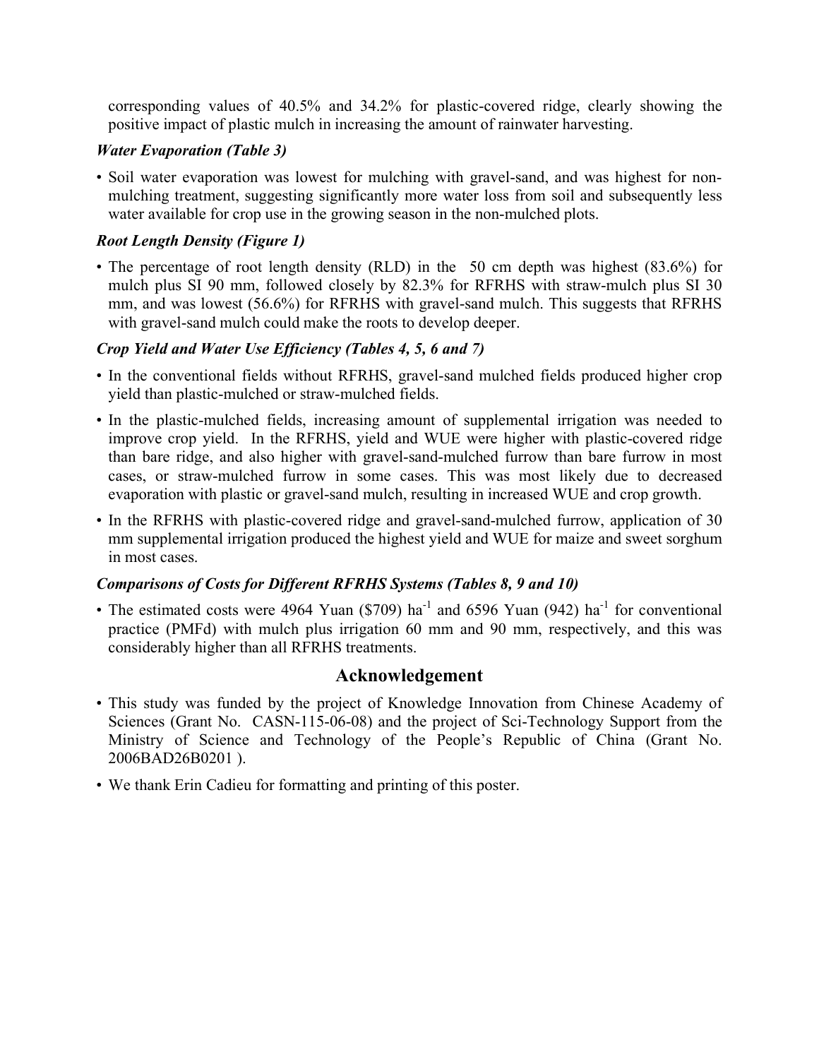corresponding values of 40.5% and 34.2% for plastic-covered ridge, clearly showing the positive impact of plastic mulch in increasing the amount of rainwater harvesting.

***Water Evaporation (Table 3)***

- Soil water evaporation was lowest for mulching with gravel-sand, and was highest for non-mulching treatment, suggesting significantly more water loss from soil and subsequently less water available for crop use in the growing season in the non-mulched plots.

***Root Length Density (Figure 1)***

- The percentage of root length density (RLD) in the  50 cm depth was highest (83.6%) for mulch plus SI 90 mm, followed closely by 82.3% for RFRHS with straw-mulch plus SI 30 mm, and was lowest (56.6%) for RFRHS with gravel-sand mulch. This suggests that RFRHS with gravel-sand mulch could make the roots to develop deeper.

***Crop Yield and Water Use Efficiency (Tables 4, 5, 6 and 7)***

- In the conventional fields without RFRHS, gravel-sand mulched fields produced higher crop yield than plastic-mulched or straw-mulched fields.
- In the plastic-mulched fields, increasing amount of supplemental irrigation was needed to improve crop yield. In the RFRHS, yield and WUE were higher with plastic-covered ridge than bare ridge, and also higher with gravel-sand-mulched furrow than bare furrow in most cases, or straw-mulched furrow in some cases. This was most likely due to decreased evaporation with plastic or gravel-sand mulch, resulting in increased WUE and crop growth.
- In the RFRHS with plastic-covered ridge and gravel-sand-mulched furrow, application of 30 mm supplemental irrigation produced the highest yield and WUE for maize and sweet sorghum in most cases.

***Comparisons of Costs for Different RFRHS Systems (Tables 8, 9 and 10)***

- The estimated costs were 4964 Yuan ($709) $ha^{-1}$ and 6596 Yuan (942) $ha^{-1}$ for conventional practice (PMFd) with mulch plus irrigation 60 mm and 90 mm, respectively, and this was considerably higher than all RFRHS treatments.

## Acknowledgement

- This study was funded by the project of Knowledge Innovation from Chinese Academy of Sciences (Grant No. CASN-115-06-08) and the project of Sci-Technology Support from the Ministry of Science and Technology of the People's Republic of China (Grant No. 2006BAD26B0201 ).
- We thank Erin Cadieu for formatting and printing of this poster.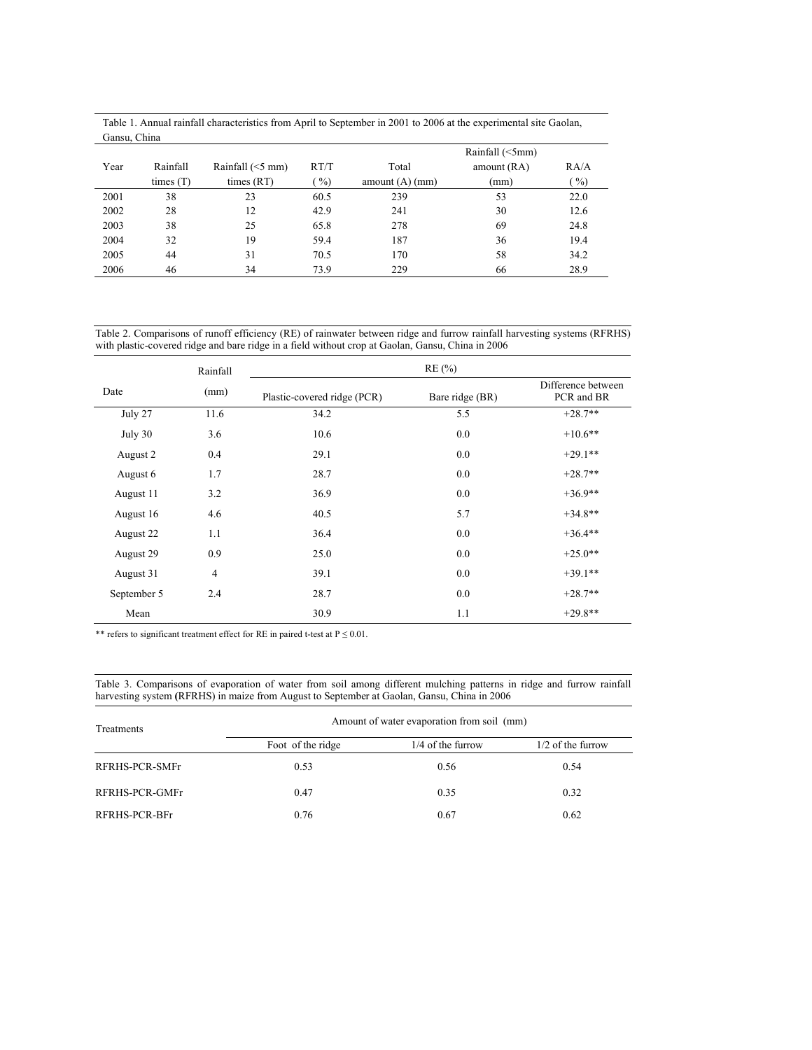Table 1. Annual rainfall characteristics from April to September in 2001 to 2006 at the experimental site Gaolan, Gansu, China

| Year | Rainfall times (T) | Rainfall (<5 mm) times (RT) | RT/T (%) | Total amount (A) (mm) | Rainfall (<5mm) amount (RA) (mm) | RA/A (%) |
|---|---|---|---|---|---|---|
| 2001 | 38 | 23 | 60.5 | 239 | 53 | 22.0 |
| 2002 | 28 | 12 | 42.9 | 241 | 30 | 12.6 |
| 2003 | 38 | 25 | 65.8 | 278 | 69 | 24.8 |
| 2004 | 32 | 19 | 59.4 | 187 | 36 | 19.4 |
| 2005 | 44 | 31 | 70.5 | 170 | 58 | 34.2 |
| 2006 | 46 | 34 | 73.9 | 229 | 66 | 28.9 |

Table 2. Comparisons of runoff efficiency (RE) of rainwater between ridge and furrow rainfall harvesting systems (RFRHS) with plastic-covered ridge and bare ridge in a field without crop at Gaolan, Gansu, China in 2006

| Date | Rainfall (mm) | RE (%) | | |
|---|---|---|---|---|
| | | Plastic-covered ridge (PCR) | Bare ridge (BR) | Difference between PCR and BR |
| July 27 | 11.6 | 34.2 | 5.5 | +28.7** |
| July 30 | 3.6 | 10.6 | 0.0 | +10.6** |
| August 2 | 0.4 | 29.1 | 0.0 | +29.1** |
| August 6 | 1.7 | 28.7 | 0.0 | +28.7** |
| August 11 | 3.2 | 36.9 | 0.0 | +36.9** |
| August 16 | 4.6 | 40.5 | 5.7 | +34.8** |
| August 22 | 1.1 | 36.4 | 0.0 | +36.4** |
| August 29 | 0.9 | 25.0 | 0.0 | +25.0** |
| August 31 | 4 | 39.1 | 0.0 | +39.1** |
| September 5 | 2.4 | 28.7 | 0.0 | +28.7** |
| Mean | | 30.9 | 1.1 | +29.8** |

** refers to significant treatment effect for RE in paired t-test at $P \leq 0.01$.

Table 3. Comparisons of evaporation of water from soil among different mulching patterns in ridge and furrow rainfall harvesting system **(**RFRHS) in maize from August to September at Gaolan, Gansu, China in 2006

| Treatments | Amount of water evaporation from soil (mm) | | |
|---|---|---|---|
| | Foot of the ridge | 1/4 of the furrow | 1/2 of the furrow |
| RFRHS-PCR-SMFr | 0.53 | 0.56 | 0.54 |
| RFRHS-PCR-GMFr | 0.47 | 0.35 | 0.32 |
| RFRHS-PCR-BFr | 0.76 | 0.67 | 0.62 |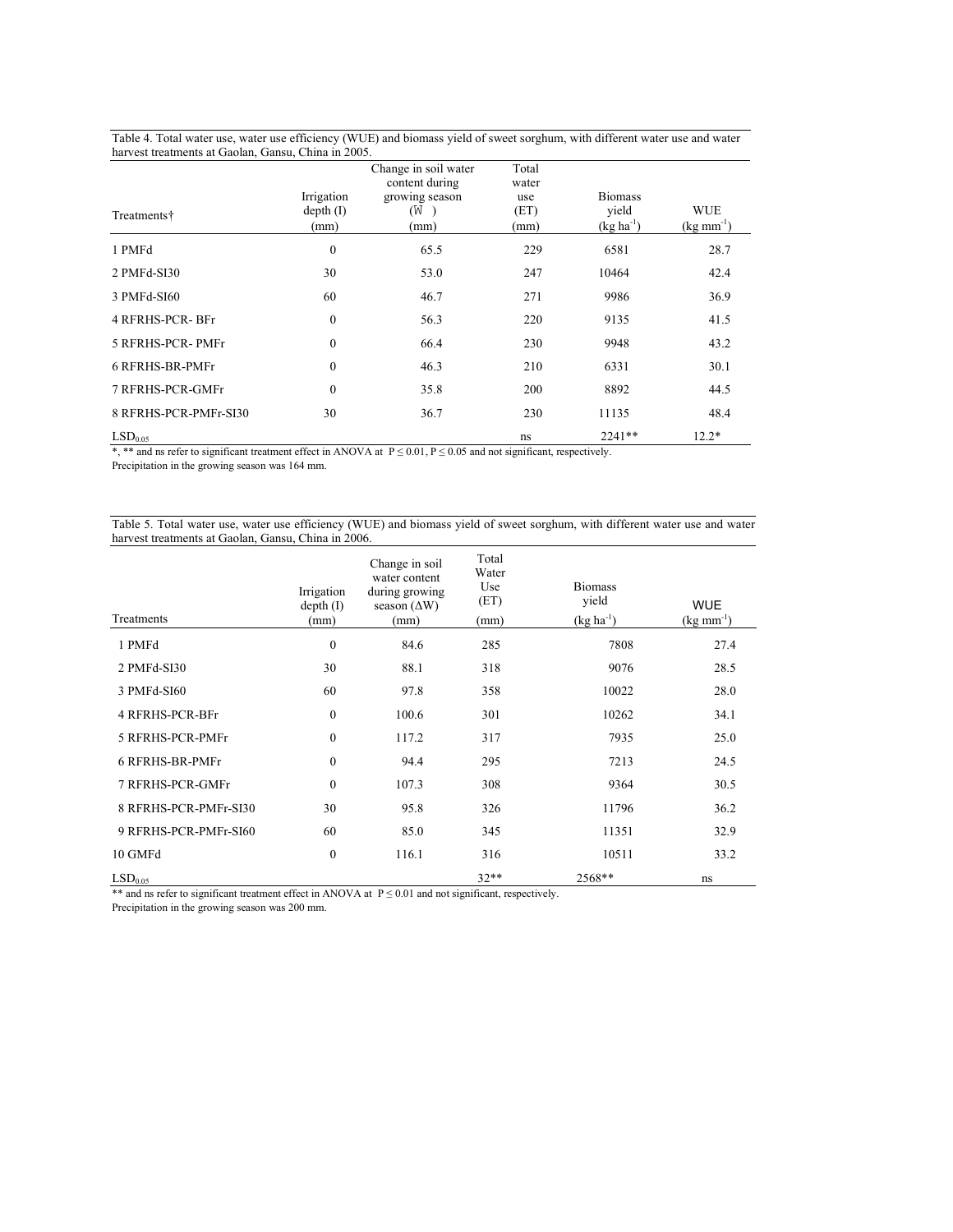Table 4. Total water use, water use efficiency (WUE) and biomass yield of sweet sorghum, with different water use and water harvest treatments at Gaolan, Gansu, China in 2005.

| Treatments† | Irrigation depth (I) (mm) | Change in soil water content during growing season (W̅) (mm) | Total water use (ET) (mm) | Biomass yield (kg ha$^{-1}$) | WUE (kg mm$^{-1}$) |
|---|---|---|---|---|---|
| 1 PMFd | 0 | 65.5 | 229 | 6581 | 28.7 |
| 2 PMFd-SI30 | 30 | 53.0 | 247 | 10464 | 42.4 |
| 3 PMFd-SI60 | 60 | 46.7 | 271 | 9986 | 36.9 |
| 4 RFRHS-PCR- BFr | 0 | 56.3 | 220 | 9135 | 41.5 |
| 5 RFRHS-PCR- PMFr | 0 | 66.4 | 230 | 9948 | 43.2 |
| 6 RFRHS-BR-PMFr | 0 | 46.3 | 210 | 6331 | 30.1 |
| 7 RFRHS-PCR-GMFr | 0 | 35.8 | 200 | 8892 | 44.5 |
| 8 RFRHS-PCR-PMFr-SI30 | 30 | 36.7 | 230 | 11135 | 48.4 |
| $LSD_{0.05}$ | | | ns | 2241** | 12.2* |

*, ** and ns refer to significant treatment effect in ANOVA at $P \leq 0.01$, $P \leq 0.05$ and not significant, respectively.

Precipitation in the growing season was 164 mm.

Table 5. Total water use, water use efficiency (WUE) and biomass yield of sweet sorghum, with different water use and water harvest treatments at Gaolan, Gansu, China in 2006.

| Treatments | Irrigation depth (I) (mm) | Change in soil water content during growing season (ΔW) (mm) | Total Water Use (ET) (mm) | Biomass yield (kg ha$^{-1}$) | WUE (kg mm$^{-1}$) |
|---|---|---|---|---|---|
| 1 PMFd | 0 | 84.6 | 285 | 7808 | 27.4 |
| 2 PMFd-SI30 | 30 | 88.1 | 318 | 9076 | 28.5 |
| 3 PMFd-SI60 | 60 | 97.8 | 358 | 10022 | 28.0 |
| 4 RFRHS-PCR-BFr | 0 | 100.6 | 301 | 10262 | 34.1 |
| 5 RFRHS-PCR-PMFr | 0 | 117.2 | 317 | 7935 | 25.0 |
| 6 RFRHS-BR-PMFr | 0 | 94.4 | 295 | 7213 | 24.5 |
| 7 RFRHS-PCR-GMFr | 0 | 107.3 | 308 | 9364 | 30.5 |
| 8 RFRHS-PCR-PMFr-SI30 | 30 | 95.8 | 326 | 11796 | 36.2 |
| 9 RFRHS-PCR-PMFr-SI60 | 60 | 85.0 | 345 | 11351 | 32.9 |
| 10 GMFd | 0 | 116.1 | 316 | 10511 | 33.2 |
| $LSD_{0.05}$ | | | 32** | 2568** | ns |

** and ns refer to significant treatment effect in ANOVA at $P \leq 0.01$ and not significant, respectively.

Precipitation in the growing season was 200 mm.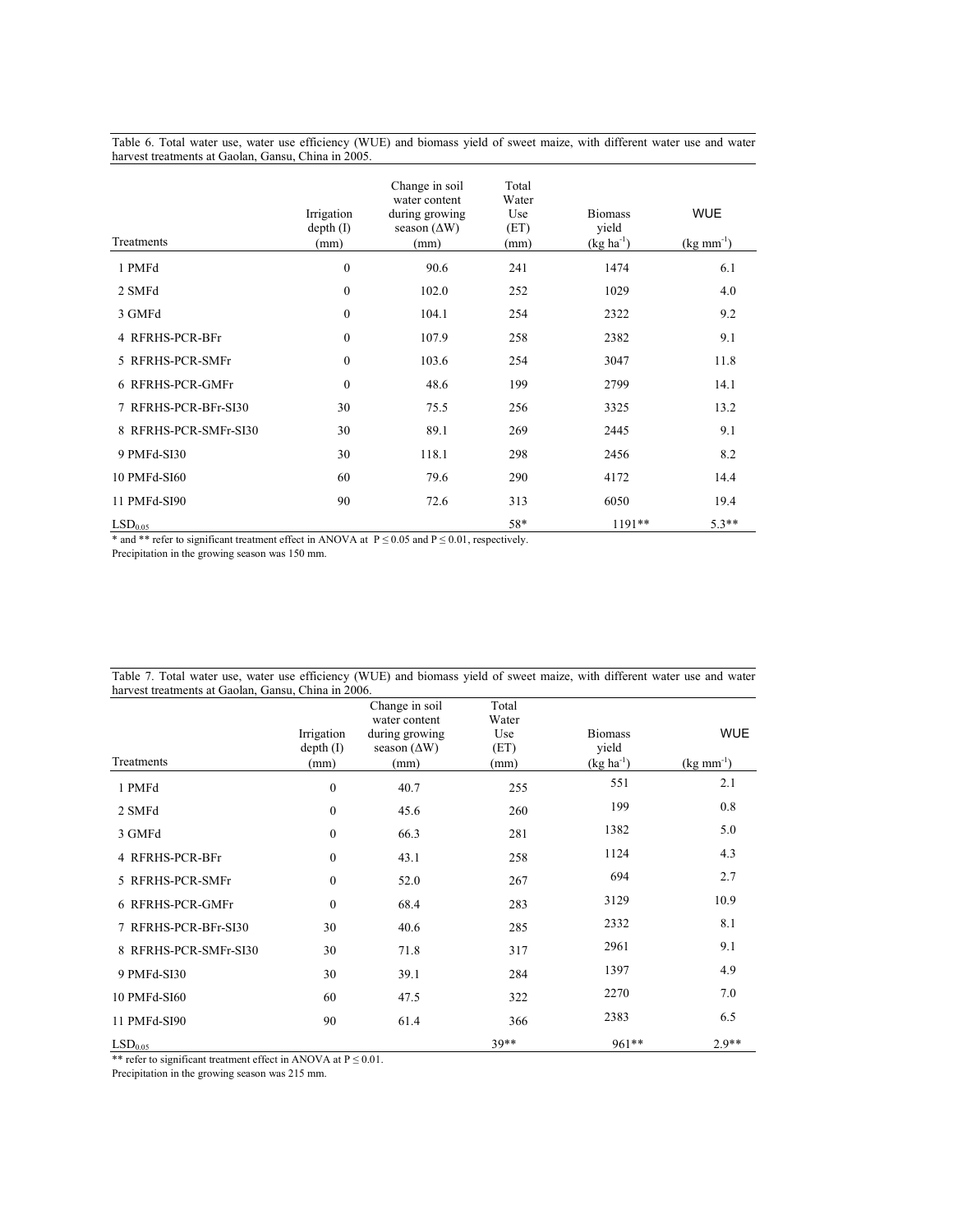Table 6. Total water use, water use efficiency (WUE) and biomass yield of sweet maize, with different water use and water harvest treatments at Gaolan, Gansu, China in 2005.

| Treatments | Irrigation depth (I) (mm) | Change in soil water content during growing season (ΔW) (mm) | Total Water Use (ET) (mm) | Biomass yield (kg ha$^{-1}$) | WUE (kg mm$^{-1}$) |
|---|---|---|---|---|---|
| 1 PMFd | 0 | 90.6 | 241 | 1474 | 6.1 |
| 2 SMFd | 0 | 102.0 | 252 | 1029 | 4.0 |
| 3 GMFd | 0 | 104.1 | 254 | 2322 | 9.2 |
| 4 RFRHS-PCR-BFr | 0 | 107.9 | 258 | 2382 | 9.1 |
| 5 RFRHS-PCR-SMFr | 0 | 103.6 | 254 | 3047 | 11.8 |
| 6 RFRHS-PCR-GMFr | 0 | 48.6 | 199 | 2799 | 14.1 |
| 7 RFRHS-PCR-BFr-SI30 | 30 | 75.5 | 256 | 3325 | 13.2 |
| 8 RFRHS-PCR-SMFr-SI30 | 30 | 89.1 | 269 | 2445 | 9.1 |
| 9 PMFd-SI30 | 30 | 118.1 | 298 | 2456 | 8.2 |
| 10 PMFd-SI60 | 60 | 79.6 | 290 | 4172 | 14.4 |
| 11 PMFd-SI90 | 90 | 72.6 | 313 | 6050 | 19.4 |
| $LSD_{0.05}$ | | | 58* | 1191** | 5.3** |

* and ** refer to significant treatment effect in ANOVA at $P \leq 0.05$ and $P \leq 0.01$, respectively.
Precipitation in the growing season was 150 mm.

Table 7. Total water use, water use efficiency (WUE) and biomass yield of sweet maize, with different water use and water harvest treatments at Gaolan, Gansu, China in 2006.

| Treatments | Irrigation depth (I) (mm) | Change in soil water content during growing season (ΔW) (mm) | Total Water Use (ET) (mm) | Biomass yield (kg ha$^{-1}$) | WUE (kg mm$^{-1}$) |
|---|---|---|---|---|---|
| 1 PMFd | 0 | 40.7 | 255 | 551 | 2.1 |
| 2 SMFd | 0 | 45.6 | 260 | 199 | 0.8 |
| 3 GMFd | 0 | 66.3 | 281 | 1382 | 5.0 |
| 4 RFRHS-PCR-BFr | 0 | 43.1 | 258 | 1124 | 4.3 |
| 5 RFRHS-PCR-SMFr | 0 | 52.0 | 267 | 694 | 2.7 |
| 6 RFRHS-PCR-GMFr | 0 | 68.4 | 283 | 3129 | 10.9 |
| 7 RFRHS-PCR-BFr-SI30 | 30 | 40.6 | 285 | 2332 | 8.1 |
| 8 RFRHS-PCR-SMFr-SI30 | 30 | 71.8 | 317 | 2961 | 9.1 |
| 9 PMFd-SI30 | 30 | 39.1 | 284 | 1397 | 4.9 |
| 10 PMFd-SI60 | 60 | 47.5 | 322 | 2270 | 7.0 |
| 11 PMFd-SI90 | 90 | 61.4 | 366 | 2383 | 6.5 |
| $LSD_{0.05}$ | | | 39** | 961** | 2.9** |

** refer to significant treatment effect in ANOVA at $P \leq 0.01$.
Precipitation in the growing season was 215 mm.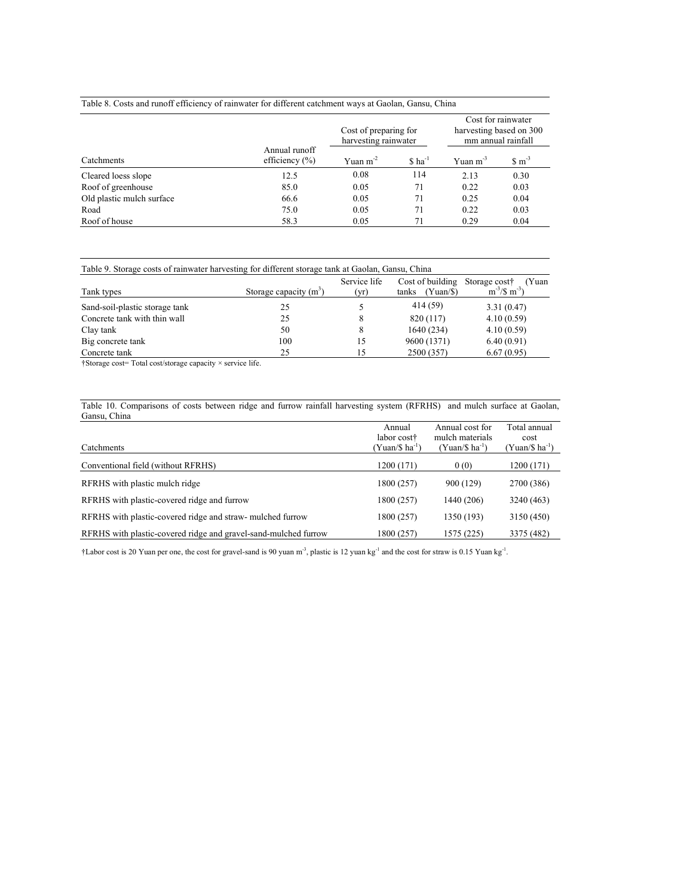Table 8. Costs and runoff efficiency of rainwater for different catchment ways at Gaolan, Gansu, China

| Catchments | Annual runoff efficiency (%) | Cost of preparing for harvesting rainwater | | Cost for rainwater harvesting based on 300 mm annual rainfall | |
|---|---|---|---|---|---|
| | | Yuan $m^{-2}$ | \$ $ha^{-1}$ | Yuan $m^{-3}$ | \$ $m^{-3}$ |
| Cleared loess slope | 12.5 | 0.08 | 114 | 2.13 | 0.30 |
| Roof of greenhouse | 85.0 | 0.05 | 71 | 0.22 | 0.03 |
| Old plastic mulch surface | 66.6 | 0.05 | 71 | 0.25 | 0.04 |
| Road | 75.0 | 0.05 | 71 | 0.22 | 0.03 |
| Roof of house | 58.3 | 0.05 | 71 | 0.29 | 0.04 |

Table 9. Storage costs of rainwater harvesting for different storage tank at Gaolan, Gansu, China

| Tank types | Storage capacity ($m^3$) | Service life (yr) | Cost of building tanks (Yuan/\$) | Storage cost† (Yuan $m^{-3}$/\$ $m^{-3}$) |
|---|---|---|---|---|
| Sand-soil-plastic storage tank | 25 | 5 | 414 (59) | 3.31 (0.47) |
| Concrete tank with thin wall | 25 | 8 | 820 (117) | 4.10 (0.59) |
| Clay tank | 50 | 8 | 1640 (234) | 4.10 (0.59) |
| Big concrete tank | 100 | 15 | 9600 (1371) | 6.40 (0.91) |
| Concrete tank | 25 | 15 | 2500 (357) | 6.67 (0.95) |

†Storage cost= Total cost/storage capacity × service life.

Table 10. Comparisons of costs between ridge and furrow rainfall harvesting system (RFRHS) and mulch surface at Gaolan, Gansu, China

| Catchments | Annual labor cost† (Yuan/\$ $ha^{-1}$) | Annual cost for mulch materials (Yuan/\$ $ha^{-1}$) | Total annual cost (Yuan/\$ $ha^{-1}$) |
|---|---|---|---|
| Conventional field (without RFRHS) | 1200 (171) | 0 (0) | 1200 (171) |
| RFRHS with plastic mulch ridge | 1800 (257) | 900 (129) | 2700 (386) |
| RFRHS with plastic-covered ridge and furrow | 1800 (257) | 1440 (206) | 3240 (463) |
| RFRHS with plastic-covered ridge and straw- mulched furrow | 1800 (257) | 1350 (193) | 3150 (450) |
| RFRHS with plastic-covered ridge and gravel-sand-mulched furrow | 1800 (257) | 1575 (225) | 3375 (482) |

†Labor cost is 20 Yuan per one, the cost for gravel-sand is 90 yuan $m^{-3}$, plastic is 12 yuan $kg^{-1}$ and the cost for straw is 0.15 Yuan $kg^{-1}$.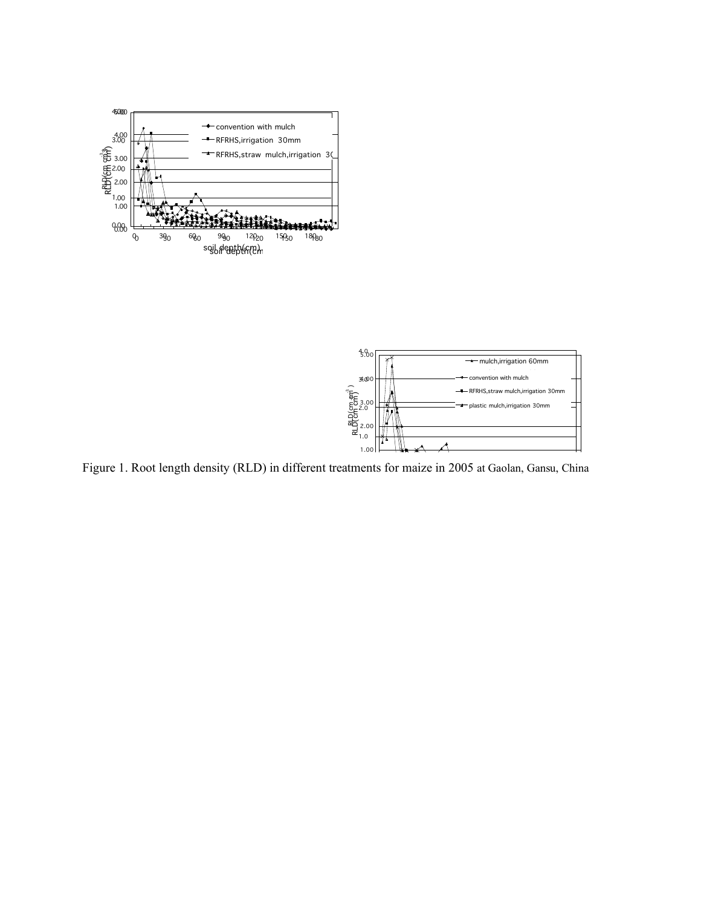4.00
5.00
4.00
3.00
3.00
2.00
2.00
1.00
1.00
0.00
0.00
RLD(cm cm⁻³)
0 30 60 90 120 150 180
soil depth(cm)
convention with mulch
RFRHS,irrigation 30mm
RFRHS,straw mulch,irrigation 30

4.0
5.00
4.00
3.0
3.00
2.0
2.00
1.0
1.00
RLD(cm cm⁻³)
mulch,irrigation 60mm
convention with mulch
RFRHS,straw mulch,irrigation 30mm
plastic mulch,irrigation 30mm

Figure 1. Root length density (RLD) in different treatments for maize in 2005 at Gaolan, Gansu, China